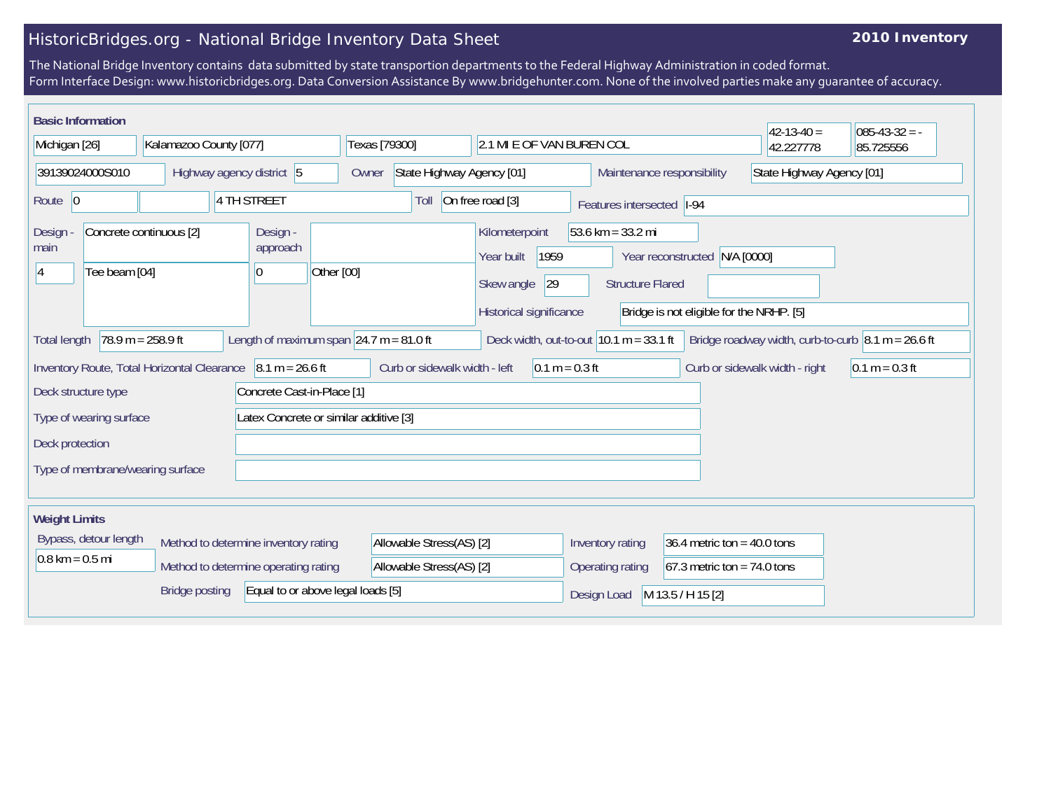# HistoricBridges.org - National Bridge Inventory Data Sheet

**2010 Inventory**

The National Bridge Inventory contains data submitted by state transportion departments to the Federal Highway Administration in coded format.
Form Interface Design: www.historicbridges.org. Data Conversion Assistance By www.bridgehunter.com. None of the involved parties make any guarantee of accuracy.

## Basic Information

| | |
|---|---|
| State | Michigan [26] |
| County | Kalamazoo County [077] |
| Place | Texas [79300] |
| Location | 2.1 MI E OF VAN BUREN COL |
| Latitude | 42-13-40 = 42.227778 |
| Longitude | 085-43-32 = -85.725556 |
| Structure Number | 39139024000S010 |
| Highway agency district | 5 |
| Owner | State Highway Agency [01] |
| Maintenance responsibility | State Highway Agency [01] |
| Route | 0 |
| Facility | 4 TH STREET |
| Toll | On free road [3] |
| Features intersected | I-94 |
| Design - main | 4 / Concrete continuous [2] / Tee beam [04] |
| Design - approach | 0 / Other [00] |
| Kilometerpoint | 53.6 km = 33.2 mi |
| Year built | 1959 |
| Year reconstructed | N/A [0000] |
| Skew angle | 29 |
| Structure Flared | |
| Historical significance | Bridge is not eligible for the NRHP. [5] |
| Total length | 78.9 m = 258.9 ft |
| Length of maximum span | 24.7 m = 81.0 ft |
| Deck width, out-to-out | 10.1 m = 33.1 ft |
| Bridge roadway width, curb-to-curb | 8.1 m = 26.6 ft |
| Inventory Route, Total Horizontal Clearance | 8.1 m = 26.6 ft |
| Curb or sidewalk width - left | 0.1 m = 0.3 ft |
| Curb or sidewalk width - right | 0.1 m = 0.3 ft |
| Deck structure type | Concrete Cast-in-Place [1] |
| Type of wearing surface | Latex Concrete or similar additive [3] |
| Deck protection | |
| Type of membrane/wearing surface | |

## Weight Limits

| | |
|---|---|
| Bypass, detour length | 0.8 km = 0.5 mi |
| Method to determine inventory rating | Allowable Stress(AS) [2] |
| Method to determine operating rating | Allowable Stress(AS) [2] |
| Bridge posting | Equal to or above legal loads [5] |
| Inventory rating | 36.4 metric ton = 40.0 tons |
| Operating rating | 67.3 metric ton = 74.0 tons |
| Design Load | M 13.5 / H 15 [2] |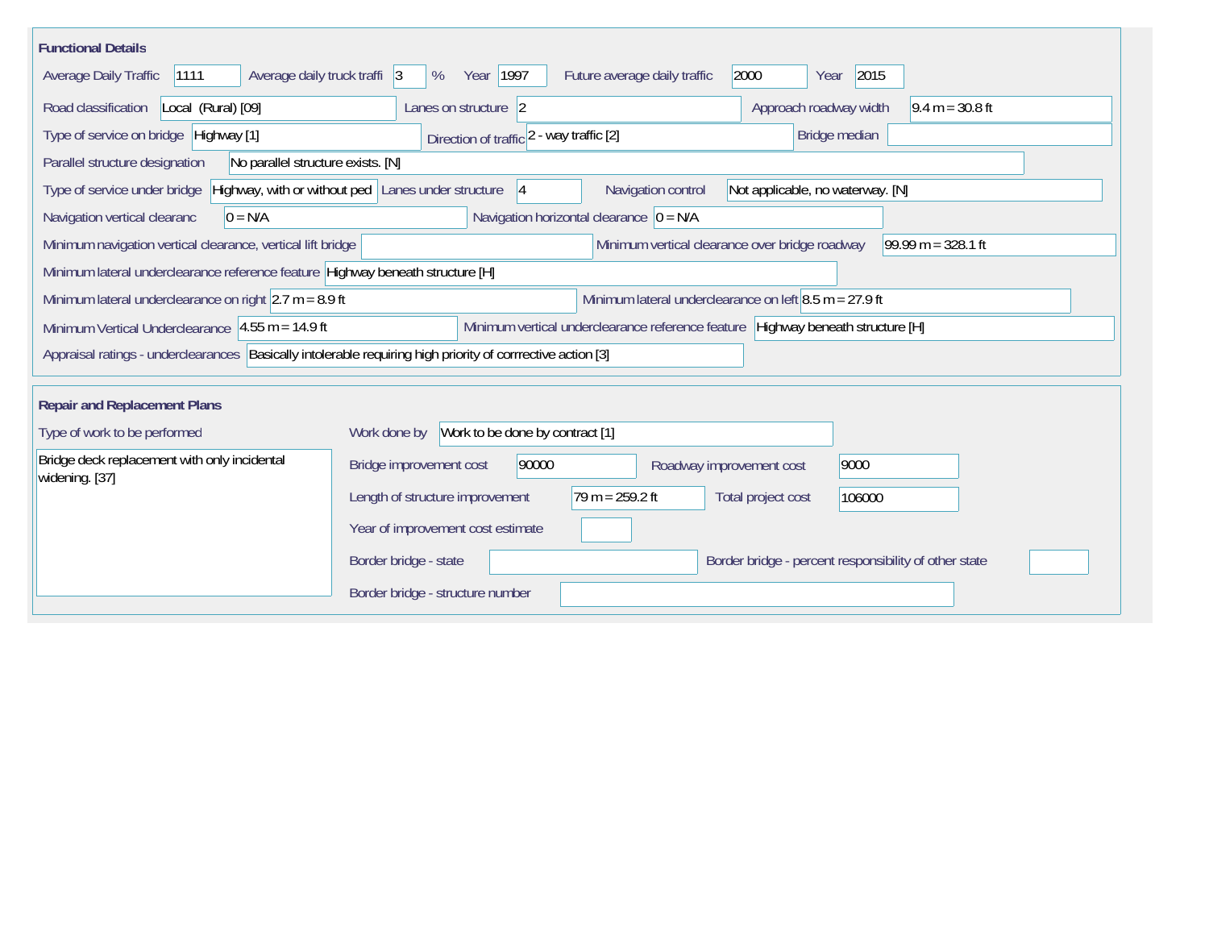## Functional Details

| Field | Value |
|---|---|
| Average Daily Traffic | 1111 |
| Average daily truck traffi | 3 % |
| Year | 1997 |
| Future average daily traffic | 2000 |
| Year | 2015 |
| Road classification | Local (Rural) [09] |
| Lanes on structure | 2 |
| Approach roadway width | 9.4 m = 30.8 ft |
| Type of service on bridge | Highway [1] |
| Direction of traffic | 2 - way traffic [2] |
| Bridge median | |
| Parallel structure designation | No parallel structure exists. [N] |
| Type of service under bridge | Highway, with or without ped |
| Lanes under structure | 4 |
| Navigation control | Not applicable, no waterway. [N] |
| Navigation vertical clearanc | 0 = N/A |
| Navigation horizontal clearance | 0 = N/A |
| Minimum navigation vertical clearance, vertical lift bridge | |
| Minimum vertical clearance over bridge roadway | 99.99 m = 328.1 ft |
| Minimum lateral underclearance reference feature | Highway beneath structure [H] |
| Minimum lateral underclearance on right | 2.7 m = 8.9 ft |
| Minimum lateral underclearance on left | 8.5 m = 27.9 ft |
| Minimum Vertical Underclearance | 4.55 m = 14.9 ft |
| Minimum vertical underclearance reference feature | Highway beneath structure [H] |
| Appraisal ratings - underclearances | Basically intolerable requiring high priority of corrrective action [3] |

## Repair and Replacement Plans

| Field | Value |
|---|---|
| Type of work to be performed | Bridge deck replacement with only incidental widening. [37] |
| Work done by | Work to be done by contract [1] |
| Bridge improvement cost | 90000 |
| Roadway improvement cost | 9000 |
| Length of structure improvement | 79 m = 259.2 ft |
| Total project cost | 106000 |
| Year of improvement cost estimate | |
| Border bridge - state | |
| Border bridge - percent responsibility of other state | |
| Border bridge - structure number | |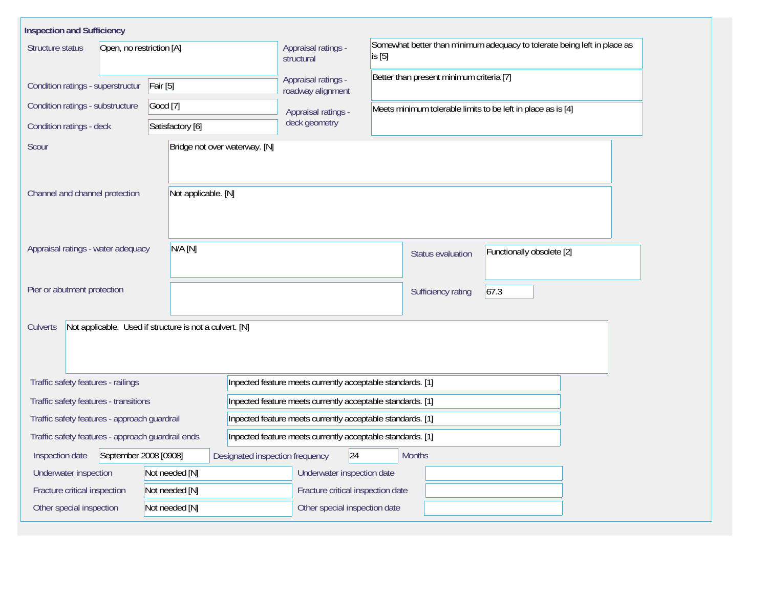## Inspection and Sufficiency

| Field | Value |
|---|---|
| Structure status | Open, no restriction [A] |
| Appraisal ratings - structural | Somewhat better than minimum adequacy to tolerate being left in place as is [5] |
| Condition ratings - superstructur | Fair [5] |
| Appraisal ratings - roadway alignment | Better than present minimum criteria [7] |
| Condition ratings - substructure | Good [7] |
| Appraisal ratings - deck geometry | Meets minimum tolerable limits to be left in place as is [4] |
| Condition ratings - deck | Satisfactory [6] |
| Scour | Bridge not over waterway. [N] |
| Channel and channel protection | Not applicable. [N] |
| Appraisal ratings - water adequacy | N/A [N] |
| Status evaluation | Functionally obsolete [2] |
| Pier or abutment protection | |
| Sufficiency rating | 67.3 |
| Culverts | Not applicable.  Used if structure is not a culvert. [N] |
| Traffic safety features - railings | Inpected feature meets currently acceptable standards. [1] |
| Traffic safety features - transitions | Inpected feature meets currently acceptable standards. [1] |
| Traffic safety features - approach guardrail | Inpected feature meets currently acceptable standards. [1] |
| Traffic safety features - approach guardrail ends | Inpected feature meets currently acceptable standards. [1] |
| Inspection date | September 2008 [0908] |
| Designated inspection frequency | 24 Months |
| Underwater inspection | Not needed [N] |
| Underwater inspection date | |
| Fracture critical inspection | Not needed [N] |
| Fracture critical inspection date | |
| Other special inspection | Not needed [N] |
| Other special inspection date | |